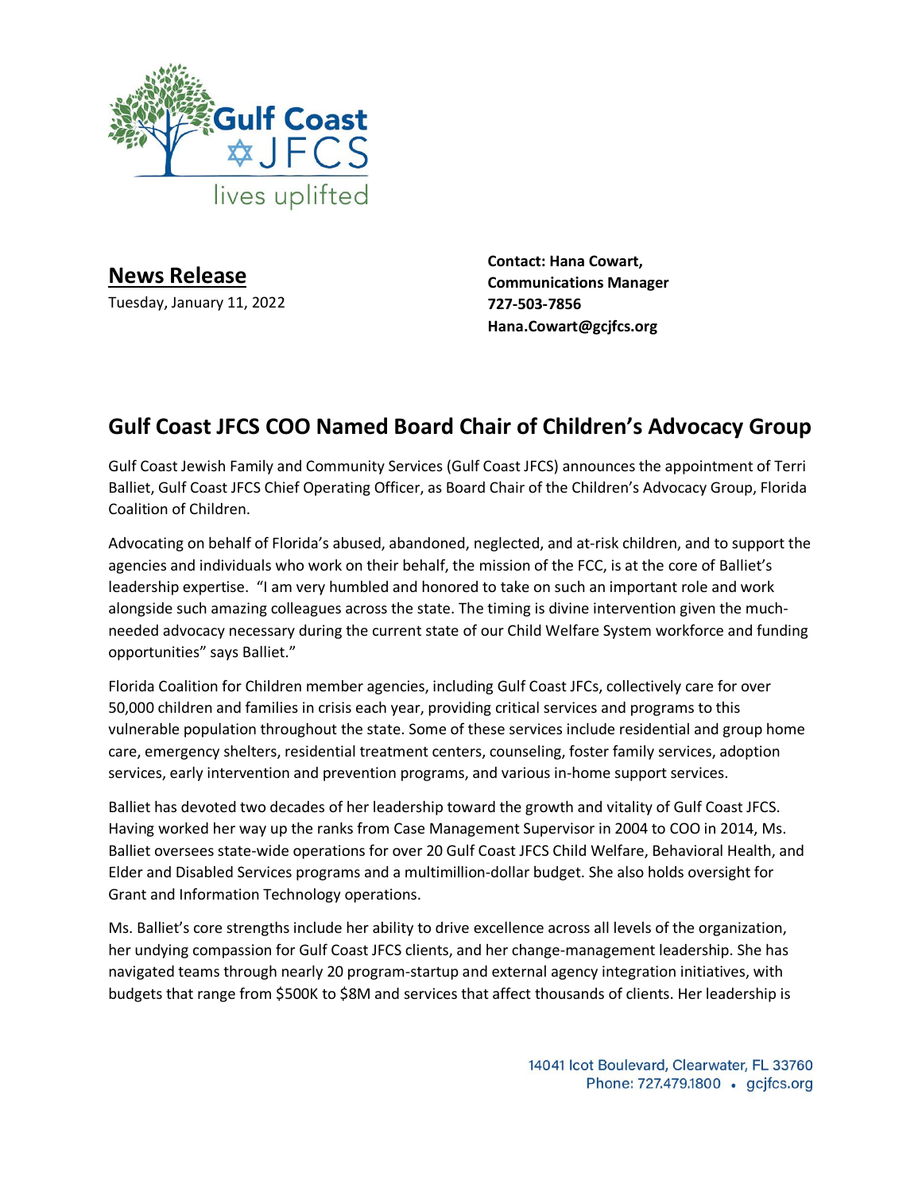Gulf Coast JFCS lives uplifted

**News Release**

Tuesday, January 11, 2022

**Contact: Hana Cowart, Communications Manager**
**727-503-7856**
**Hana.Cowart@gcjfcs.org**

## Gulf Coast JFCS COO Named Board Chair of Children's Advocacy Group

Gulf Coast Jewish Family and Community Services (Gulf Coast JFCS) announces the appointment of Terri Balliet, Gulf Coast JFCS Chief Operating Officer, as Board Chair of the Children's Advocacy Group, Florida Coalition of Children.

Advocating on behalf of Florida's abused, abandoned, neglected, and at-risk children, and to support the agencies and individuals who work on their behalf, the mission of the FCC, is at the core of Balliet's leadership expertise. "I am very humbled and honored to take on such an important role and work alongside such amazing colleagues across the state. The timing is divine intervention given the much-needed advocacy necessary during the current state of our Child Welfare System workforce and funding opportunities" says Balliet."

Florida Coalition for Children member agencies, including Gulf Coast JFCs, collectively care for over 50,000 children and families in crisis each year, providing critical services and programs to this vulnerable population throughout the state. Some of these services include residential and group home care, emergency shelters, residential treatment centers, counseling, foster family services, adoption services, early intervention and prevention programs, and various in-home support services.

Balliet has devoted two decades of her leadership toward the growth and vitality of Gulf Coast JFCS. Having worked her way up the ranks from Case Management Supervisor in 2004 to COO in 2014, Ms. Balliet oversees state-wide operations for over 20 Gulf Coast JFCS Child Welfare, Behavioral Health, and Elder and Disabled Services programs and a multimillion-dollar budget. She also holds oversight for Grant and Information Technology operations.

Ms. Balliet's core strengths include her ability to drive excellence across all levels of the organization, her undying compassion for Gulf Coast JFCS clients, and her change-management leadership. She has navigated teams through nearly 20 program-startup and external agency integration initiatives, with budgets that range from $500K to $8M and services that affect thousands of clients. Her leadership is

14041 Icot Boulevard, Clearwater, FL 33760
Phone: 727.479.1800 • gcjfcs.org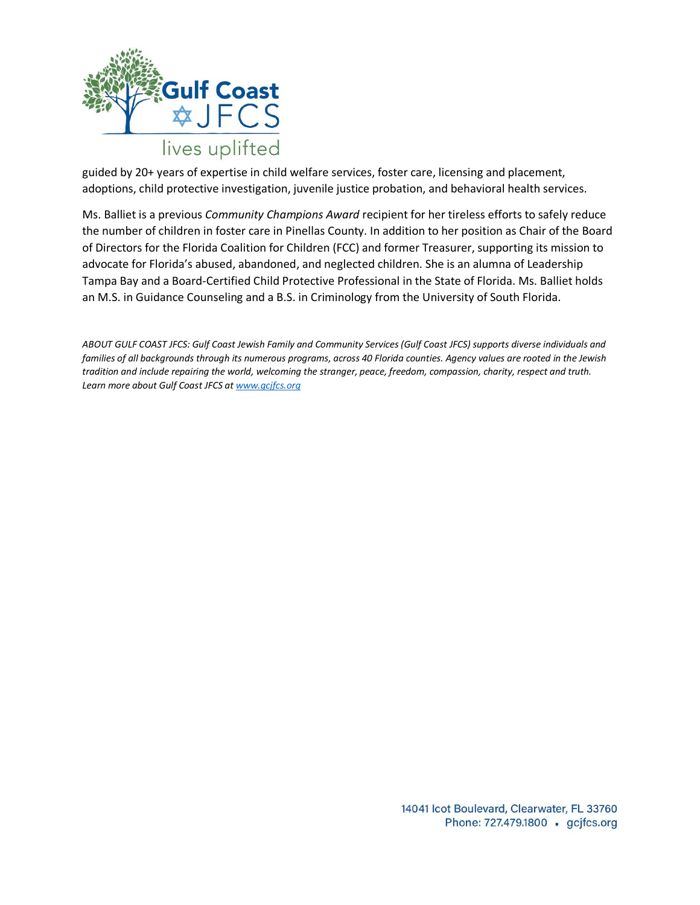guided by 20+ years of expertise in child welfare services, foster care, licensing and placement, adoptions, child protective investigation, juvenile justice probation, and behavioral health services.

Ms. Balliet is a previous *Community Champions Award* recipient for her tireless efforts to safely reduce the number of children in foster care in Pinellas County. In addition to her position as Chair of the Board of Directors for the Florida Coalition for Children (FCC) and former Treasurer, supporting its mission to advocate for Florida's abused, abandoned, and neglected children. She is an alumna of Leadership Tampa Bay and a Board-Certified Child Protective Professional in the State of Florida. Ms. Balliet holds an M.S. in Guidance Counseling and a B.S. in Criminology from the University of South Florida.

*ABOUT GULF COAST JFCS: Gulf Coast Jewish Family and Community Services (Gulf Coast JFCS) supports diverse individuals and families of all backgrounds through its numerous programs, across 40 Florida counties. Agency values are rooted in the Jewish tradition and include repairing the world, welcoming the stranger, peace, freedom, compassion, charity, respect and truth. Learn more about Gulf Coast JFCS at [www.gcjfcs.org](http://www.gcjfcs.org)*